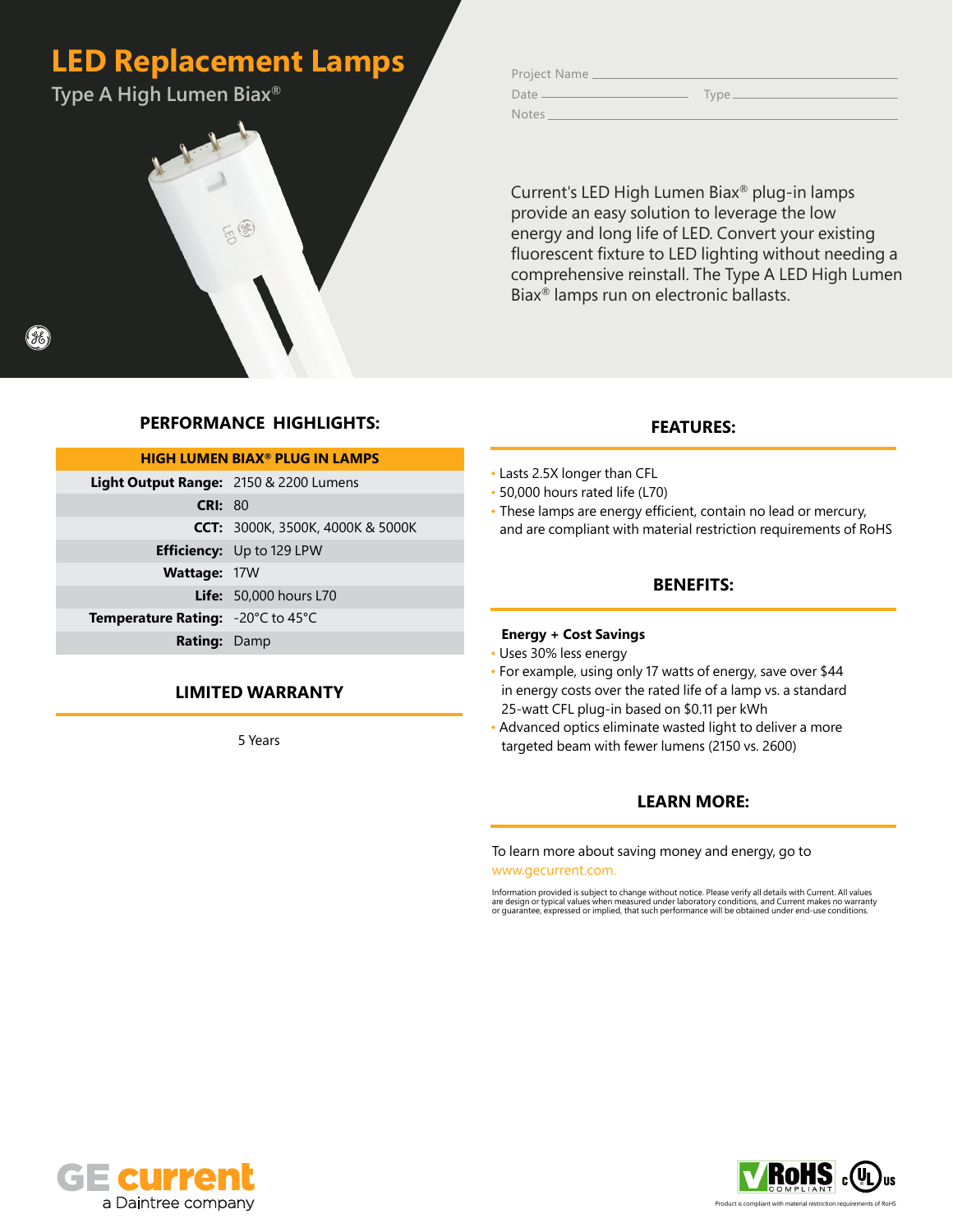# LED Replacement Lamps

## Type A High Lumen Biax®

Project Name

Date Type

Notes

Current's LED High Lumen Biax® plug-in lamps provide an easy solution to leverage the low energy and long life of LED. Convert your existing fluorescent fixture to LED lighting without needing a comprehensive reinstall. The Type A LED High Lumen Biax® lamps run on electronic ballasts.

### PERFORMANCE HIGHLIGHTS:

| HIGH LUMEN BIAX® PLUG IN LAMPS | |
|---|---|
| **Light Output Range:** | 2150 & 2200 Lumens |
| **CRI:** | 80 |
| **CCT:** | 3000K, 3500K, 4000K & 5000K |
| **Efficiency:** | Up to 129 LPW |
| **Wattage:** | 17W |
| **Life:** | 50,000 hours L70 |
| **Temperature Rating:** | -20°C to 45°C |
| **Rating:** | Damp |

### LIMITED WARRANTY

5 Years

### FEATURES:

- Lasts 2.5X longer than CFL
- 50,000 hours rated life (L70)
- These lamps are energy efficient, contain no lead or mercury, and are compliant with material restriction requirements of RoHS

### BENEFITS:

**Energy + Cost Savings**

- Uses 30% less energy
- For example, using only 17 watts of energy, save over $44 in energy costs over the rated life of a lamp vs. a standard 25-watt CFL plug-in based on $0.11 per kWh
- Advanced optics eliminate wasted light to deliver a more targeted beam with fewer lumens (2150 vs. 2600)

### LEARN MORE:

To learn more about saving money and energy, go to www.gecurrent.com.

Information provided is subject to change without notice. Please verify all details with Current. All values are design or typical values when measured under laboratory conditions, and Current makes no warranty or guarantee, expressed or implied, that such performance will be obtained under end-use conditions.

GE current
a Daintree company

RoHS COMPLIANT c UL us

Product is compliant with material restriction requirements of RoHS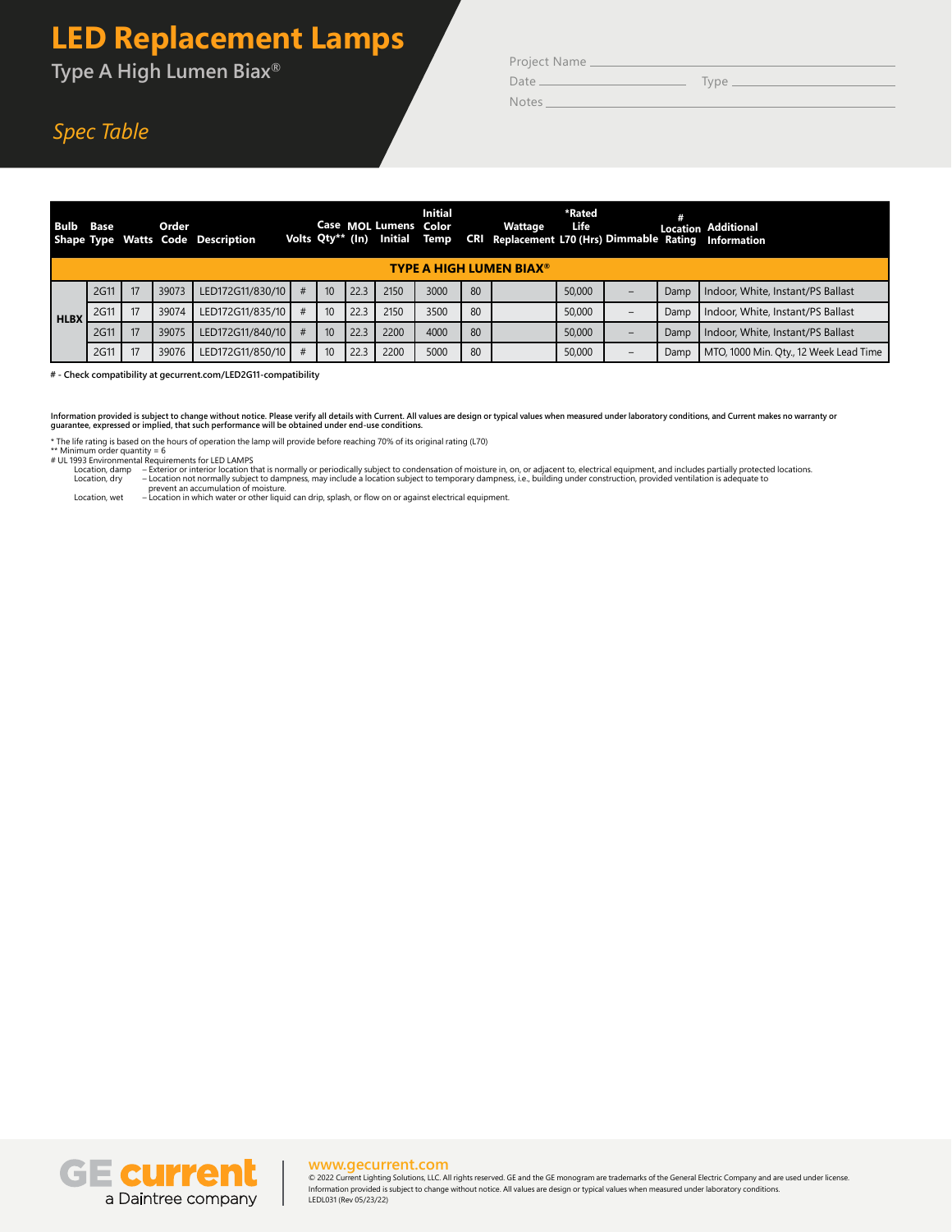# LED Replacement Lamps

## Type A High Lumen Biax®

*Spec Table*

Project Name ____________________

Date ____________ Type ____________

Notes ____________________

| Bulb Shape | Base Type | Watts | Order Code | Description | Volts | Case Qty** | MOL (In) | Lumens Initial | Initial Color Temp | CRI | Wattage Replacement | *Rated Life L70 (Hrs) | Dimmable | # Location Rating | Additional Information |
|---|---|---|---|---|---|---|---|---|---|---|---|---|---|---|---|
| **TYPE A HIGH LUMEN BIAX®** | | | | | | | | | | | | | | | |
| HLBX | 2G11 | 17 | 39073 | LED172G11/830/10 | # | 10 | 22.3 | 2150 | 3000 | 80 | | 50,000 | – | Damp | Indoor, White, Instant/PS Ballast |
| | 2G11 | 17 | 39074 | LED172G11/835/10 | # | 10 | 22.3 | 2150 | 3500 | 80 | | 50,000 | – | Damp | Indoor, White, Instant/PS Ballast |
| | 2G11 | 17 | 39075 | LED172G11/840/10 | # | 10 | 22.3 | 2200 | 4000 | 80 | | 50,000 | – | Damp | Indoor, White, Instant/PS Ballast |
| | 2G11 | 17 | 39076 | LED172G11/850/10 | # | 10 | 22.3 | 2200 | 5000 | 80 | | 50,000 | – | Damp | MTO, 1000 Min. Qty., 12 Week Lead Time |

**# - Check compatibility at gecurrent.com/LED2G11-compatibility**

**Information provided is subject to change without notice. Please verify all details with Current. All values are design or typical values when measured under laboratory conditions, and Current makes no warranty or guarantee, expressed or implied, that such performance will be obtained under end-use conditions.**

* The life rating is based on the hours of operation the lamp will provide before reaching 70% of its original rating (L70)
** Minimum order quantity = 6
# UL 1993 Environmental Requirements for LED LAMPS
- Location, damp – Exterior or interior location that is normally or periodically subject to condensation of moisture in, on, or adjacent to, electrical equipment, and includes partially protected locations.
- Location, dry – Location not normally subject to dampness, may include a location subject to temporary dampness, i.e., building under construction, provided ventilation is adequate to prevent an accumulation of moisture.
- Location, wet – Location in which water or other liquid can drip, splash, or flow on or against electrical equipment.

GE current
a Daintree company

www.gecurrent.com
© 2022 Current Lighting Solutions, LLC. All rights reserved. GE and the GE monogram are trademarks of the General Electric Company and are used under license.
Information provided is subject to change without notice. All values are design or typical values when measured under laboratory conditions.
LEDL031 (Rev 05/23/22)